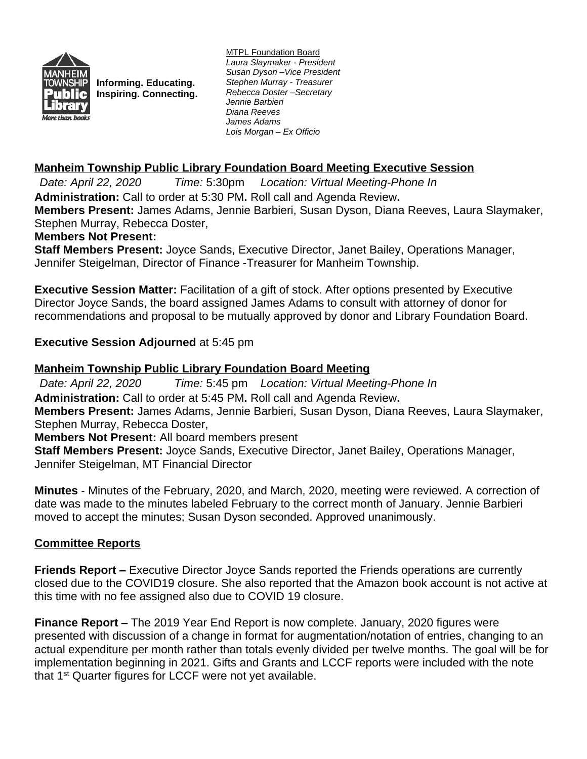Informing. Educating.
Inspiring. Connecting.

MTPL Foundation Board
*Laura Slaymaker - President*
*Susan Dyson –Vice President*
*Stephen Murray - Treasurer*
*Rebecca Doster –Secretary*
*Jennie Barbieri*
*Diana Reeves*
*James Adams*
*Lois Morgan – Ex Officio*

## Manheim Township Public Library Foundation Board Meeting Executive Session

*Date: April 22, 2020* *Time:* 5:30pm *Location: Virtual Meeting-Phone In*

**Administration:** Call to order at 5:30 PM**.** Roll call and Agenda Review**.**

**Members Present:** James Adams, Jennie Barbieri, Susan Dyson, Diana Reeves, Laura Slaymaker, Stephen Murray, Rebecca Doster,

**Members Not Present:**

**Staff Members Present:** Joyce Sands, Executive Director, Janet Bailey, Operations Manager, Jennifer Steigelman, Director of Finance -Treasurer for Manheim Township.

**Executive Session Matter:** Facilitation of a gift of stock. After options presented by Executive Director Joyce Sands, the board assigned James Adams to consult with attorney of donor for recommendations and proposal to be mutually approved by donor and Library Foundation Board.

**Executive Session Adjourned** at 5:45 pm

## Manheim Township Public Library Foundation Board Meeting

*Date: April 22, 2020* *Time:* 5:45 pm *Location: Virtual Meeting-Phone In*

**Administration:** Call to order at 5:45 PM**.** Roll call and Agenda Review**.**

**Members Present:** James Adams, Jennie Barbieri, Susan Dyson, Diana Reeves, Laura Slaymaker, Stephen Murray, Rebecca Doster,

**Members Not Present:** All board members present

**Staff Members Present:** Joyce Sands, Executive Director, Janet Bailey, Operations Manager, Jennifer Steigelman, MT Financial Director

**Minutes** - Minutes of the February, 2020, and March, 2020, meeting were reviewed. A correction of date was made to the minutes labeled February to the correct month of January. Jennie Barbieri moved to accept the minutes; Susan Dyson seconded. Approved unanimously.

## Committee Reports

**Friends Report –** Executive Director Joyce Sands reported the Friends operations are currently closed due to the COVID19 closure. She also reported that the Amazon book account is not active at this time with no fee assigned also due to COVID 19 closure.

**Finance Report –** The 2019 Year End Report is now complete. January, 2020 figures were presented with discussion of a change in format for augmentation/notation of entries, changing to an actual expenditure per month rather than totals evenly divided per twelve months. The goal will be for implementation beginning in 2021. Gifts and Grants and LCCF reports were included with the note that 1st Quarter figures for LCCF were not yet available.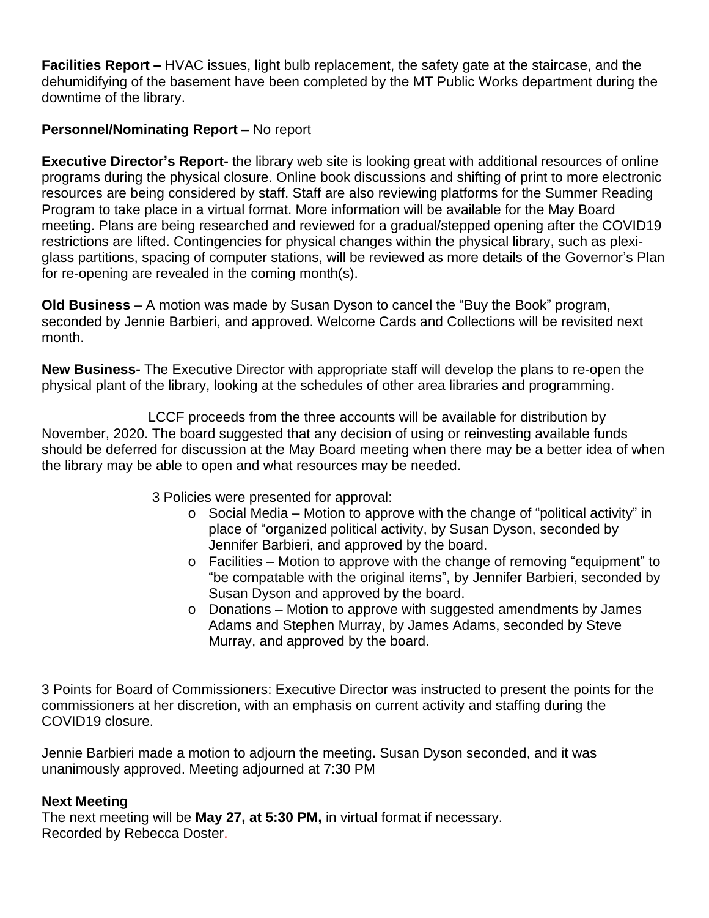**Facilities Report –** HVAC issues, light bulb replacement, the safety gate at the staircase, and the dehumidifying of the basement have been completed by the MT Public Works department during the downtime of the library.

**Personnel/Nominating Report –** No report

**Executive Director's Report-** the library web site is looking great with additional resources of online programs during the physical closure. Online book discussions and shifting of print to more electronic resources are being considered by staff. Staff are also reviewing platforms for the Summer Reading Program to take place in a virtual format. More information will be available for the May Board meeting. Plans are being researched and reviewed for a gradual/stepped opening after the COVID19 restrictions are lifted. Contingencies for physical changes within the physical library, such as plexi-glass partitions, spacing of computer stations, will be reviewed as more details of the Governor's Plan for re-opening are revealed in the coming month(s).

**Old Business** – A motion was made by Susan Dyson to cancel the "Buy the Book" program, seconded by Jennie Barbieri, and approved. Welcome Cards and Collections will be revisited next month.

**New Business-** The Executive Director with appropriate staff will develop the plans to re-open the physical plant of the library, looking at the schedules of other area libraries and programming.

LCCF proceeds from the three accounts will be available for distribution by November, 2020. The board suggested that any decision of using or reinvesting available funds should be deferred for discussion at the May Board meeting when there may be a better idea of when the library may be able to open and what resources may be needed.

3 Policies were presented for approval:

- Social Media – Motion to approve with the change of "political activity" in place of "organized political activity, by Susan Dyson, seconded by Jennifer Barbieri, and approved by the board.
- Facilities – Motion to approve with the change of removing "equipment" to "be compatable with the original items", by Jennifer Barbieri, seconded by Susan Dyson and approved by the board.
- Donations – Motion to approve with suggested amendments by James Adams and Stephen Murray, by James Adams, seconded by Steve Murray, and approved by the board.

3 Points for Board of Commissioners: Executive Director was instructed to present the points for the commissioners at her discretion, with an emphasis on current activity and staffing during the COVID19 closure.

Jennie Barbieri made a motion to adjourn the meeting**.** Susan Dyson seconded, and it was unanimously approved. Meeting adjourned at 7:30 PM

**Next Meeting**
The next meeting will be **May 27, at 5:30 PM,** in virtual format if necessary.
Recorded by Rebecca Doster.